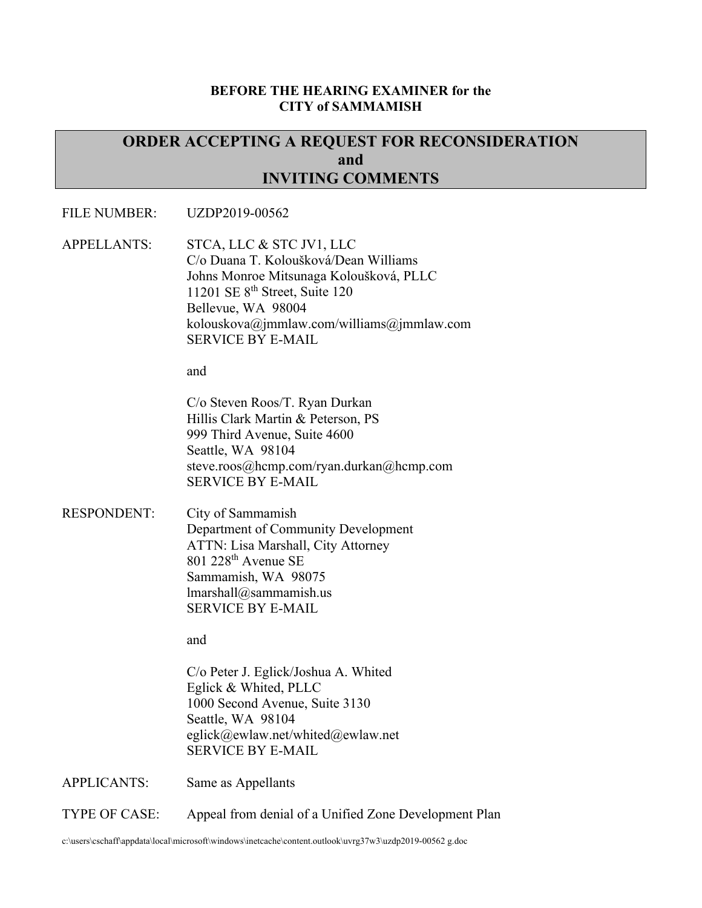**BEFORE THE HEARING EXAMINER for the**
**CITY of SAMMAMISH**

# ORDER ACCEPTING A REQUEST FOR RECONSIDERATION and INVITING COMMENTS

FILE NUMBER: UZDP2019-00562

APPELLANTS: STCA, LLC & STC JV1, LLC
C/o Duana T. Kolouŝková/Dean Williams
Johns Monroe Mitsunaga Kolouŝková, PLLC
11201 SE 8th Street, Suite 120
Bellevue, WA 98004
kolouskova@jmmlaw.com/williams@jmmlaw.com
SERVICE BY E-MAIL

and

C/o Steven Roos/T. Ryan Durkan
Hillis Clark Martin & Peterson, PS
999 Third Avenue, Suite 4600
Seattle, WA 98104
steve.roos@hcmp.com/ryan.durkan@hcmp.com
SERVICE BY E-MAIL

RESPONDENT: City of Sammamish
Department of Community Development
ATTN: Lisa Marshall, City Attorney
801 228th Avenue SE
Sammamish, WA 98075
lmarshall@sammamish.us
SERVICE BY E-MAIL

and

C/o Peter J. Eglick/Joshua A. Whited
Eglick & Whited, PLLC
1000 Second Avenue, Suite 3130
Seattle, WA 98104
eglick@ewlaw.net/whited@ewlaw.net
SERVICE BY E-MAIL

APPLICANTS: Same as Appellants

TYPE OF CASE: Appeal from denial of a Unified Zone Development Plan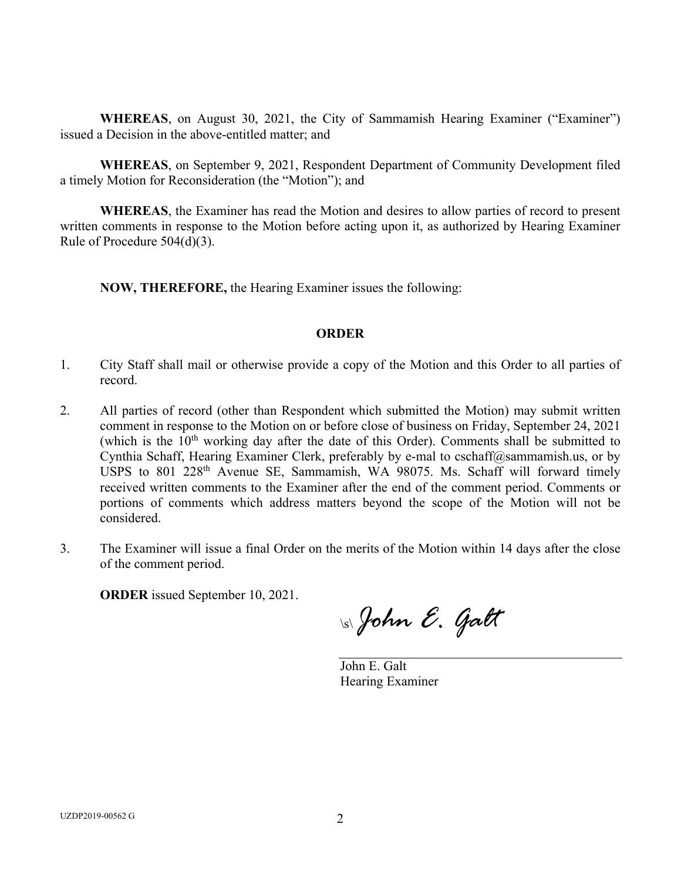**WHEREAS**, on August 30, 2021, the City of Sammamish Hearing Examiner ("Examiner") issued a Decision in the above-entitled matter; and

**WHEREAS**, on September 9, 2021, Respondent Department of Community Development filed a timely Motion for Reconsideration (the "Motion"); and

**WHEREAS**, the Examiner has read the Motion and desires to allow parties of record to present written comments in response to the Motion before acting upon it, as authorized by Hearing Examiner Rule of Procedure 504(d)(3).

**NOW, THEREFORE,** the Hearing Examiner issues the following:

## ORDER

1. City Staff shall mail or otherwise provide a copy of the Motion and this Order to all parties of record.

2. All parties of record (other than Respondent which submitted the Motion) may submit written comment in response to the Motion on or before close of business on Friday, September 24, 2021 (which is the 10th working day after the date of this Order). Comments shall be submitted to Cynthia Schaff, Hearing Examiner Clerk, preferably by e-mal to cschaff@sammamish.us, or by USPS to 801 228th Avenue SE, Sammamish, WA 98075. Ms. Schaff will forward timely received written comments to the Examiner after the end of the comment period. Comments or portions of comments which address matters beyond the scope of the Motion will not be considered.

3. The Examiner will issue a final Order on the merits of the Motion within 14 days after the close of the comment period.

**ORDER** issued September 10, 2021.

\s\ *John E. Galt*

John E. Galt
Hearing Examiner

UZDP2019-00562 G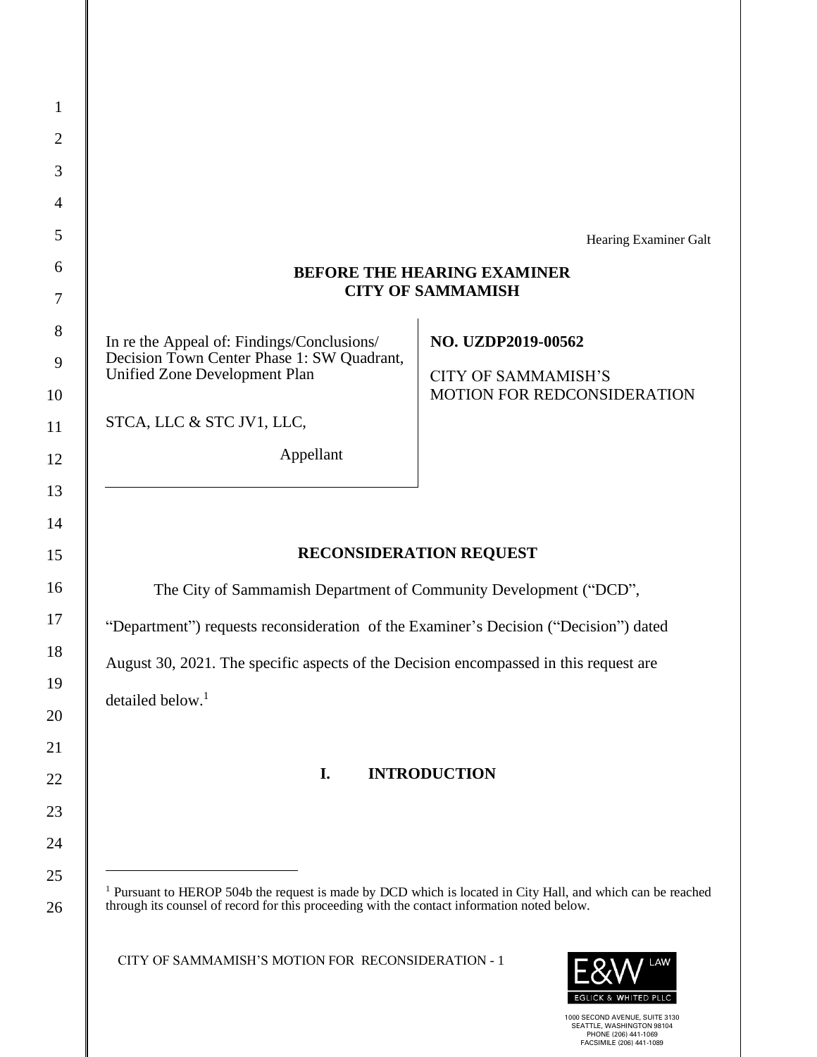Hearing Examiner Galt

**BEFORE THE HEARING EXAMINER**
**CITY OF SAMMAMISH**

| | |
|---|---|
| In re the Appeal of: Findings/Conclusions/ Decision Town Center Phase 1: SW Quadrant, Unified Zone Development Plan<br><br>STCA, LLC & STC JV1, LLC,<br><br>Appellant | **NO. UZDP2019-00562**<br><br>CITY OF SAMMAMISH'S MOTION FOR REDCONSIDERATION |

## RECONSIDERATION REQUEST

The City of Sammamish Department of Community Development ("DCD", "Department") requests reconsideration of the Examiner's Decision ("Decision") dated August 30, 2021. The specific aspects of the Decision encompassed in this request are detailed below.[1]

## I. INTRODUCTION

[1] Pursuant to HEROP 504b the request is made by DCD which is located in City Hall, and which can be reached through its counsel of record for this proceeding with the contact information noted below.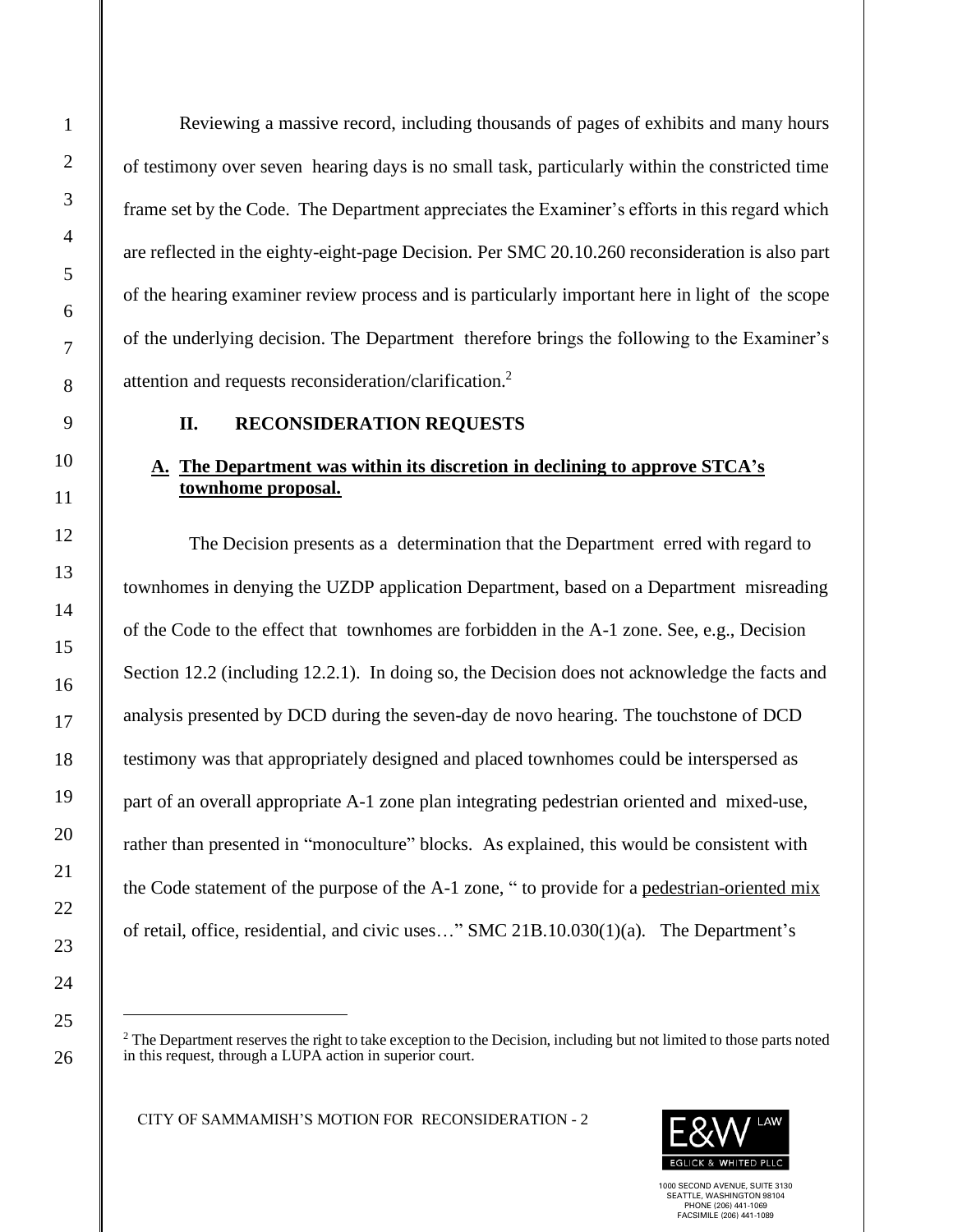Reviewing a massive record, including thousands of pages of exhibits and many hours of testimony over seven hearing days is no small task, particularly within the constricted time frame set by the Code. The Department appreciates the Examiner's efforts in this regard which are reflected in the eighty-eight-page Decision. Per SMC 20.10.260 reconsideration is also part of the hearing examiner review process and is particularly important here in light of the scope of the underlying decision. The Department therefore brings the following to the Examiner's attention and requests reconsideration/clarification.[2]

## II. RECONSIDERATION REQUESTS

### A. The Department was within its discretion in declining to approve STCA's townhome proposal.

The Decision presents as a determination that the Department erred with regard to townhomes in denying the UZDP application Department, based on a Department misreading of the Code to the effect that townhomes are forbidden in the A-1 zone. See, e.g., Decision Section 12.2 (including 12.2.1). In doing so, the Decision does not acknowledge the facts and analysis presented by DCD during the seven-day de novo hearing. The touchstone of DCD testimony was that appropriately designed and placed townhomes could be interspersed as part of an overall appropriate A-1 zone plan integrating pedestrian oriented and mixed-use, rather than presented in "monoculture" blocks. As explained, this would be consistent with the Code statement of the purpose of the A-1 zone, " to provide for a pedestrian-oriented mix of retail, office, residential, and civic uses…" SMC 21B.10.030(1)(a). The Department's

[2] The Department reserves the right to take exception to the Decision, including but not limited to those parts noted in this request, through a LUPA action in superior court.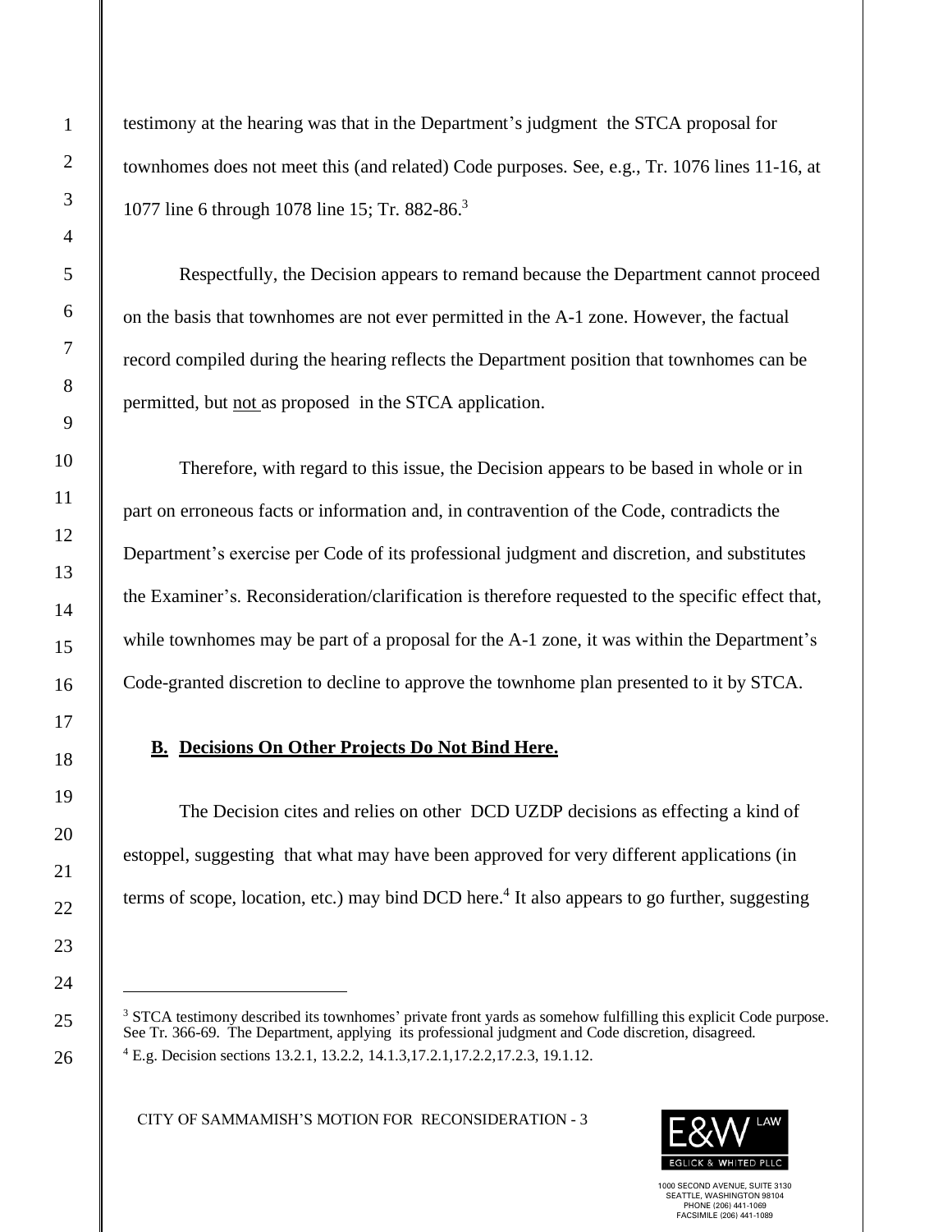testimony at the hearing was that in the Department's judgment the STCA proposal for townhomes does not meet this (and related) Code purposes. See, e.g., Tr. 1076 lines 11-16, at 1077 line 6 through 1078 line 15; Tr. 882-86.[3]

Respectfully, the Decision appears to remand because the Department cannot proceed on the basis that townhomes are not ever permitted in the A-1 zone. However, the factual record compiled during the hearing reflects the Department position that townhomes can be permitted, but <u>not</u> as proposed in the STCA application.

Therefore, with regard to this issue, the Decision appears to be based in whole or in part on erroneous facts or information and, in contravention of the Code, contradicts the Department's exercise per Code of its professional judgment and discretion, and substitutes the Examiner's. Reconsideration/clarification is therefore requested to the specific effect that, while townhomes may be part of a proposal for the A-1 zone, it was within the Department's Code-granted discretion to decline to approve the townhome plan presented to it by STCA.

### <u>B. Decisions On Other Projects Do Not Bind Here.</u>

The Decision cites and relies on other DCD UZDP decisions as effecting a kind of estoppel, suggesting that what may have been approved for very different applications (in terms of scope, location, etc.) may bind DCD here.[4] It also appears to go further, suggesting

---

[3] STCA testimony described its townhomes' private front yards as somehow fulfilling this explicit Code purpose. See Tr. 366-69. The Department, applying its professional judgment and Code discretion, disagreed.

[4] E.g. Decision sections 13.2.1, 13.2.2, 14.1.3,17.2.1,17.2.2,17.2.3, 19.1.12.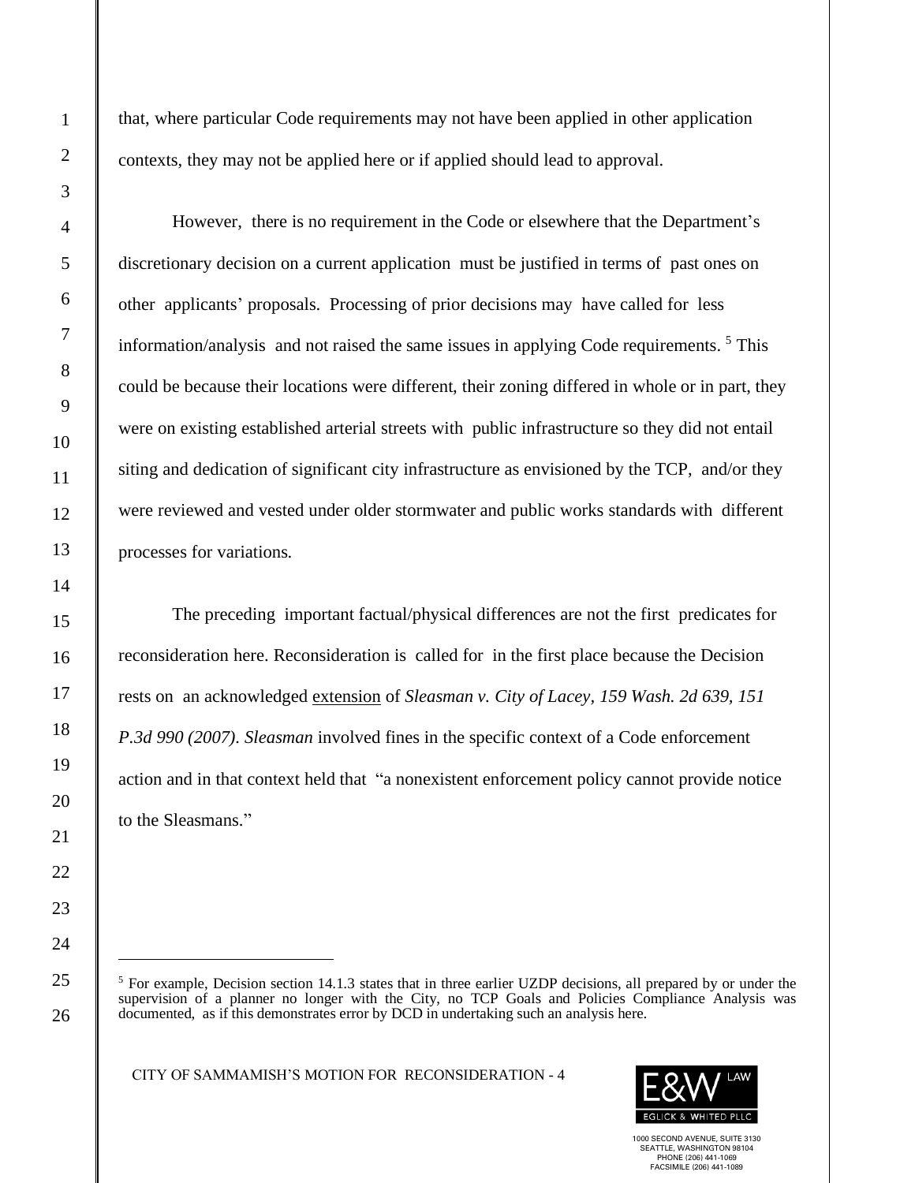that, where particular Code requirements may not have been applied in other application contexts, they may not be applied here or if applied should lead to approval.

However, there is no requirement in the Code or elsewhere that the Department's discretionary decision on a current application must be justified in terms of past ones on other applicants' proposals. Processing of prior decisions may have called for less information/analysis and not raised the same issues in applying Code requirements. [5] This could be because their locations were different, their zoning differed in whole or in part, they were on existing established arterial streets with public infrastructure so they did not entail siting and dedication of significant city infrastructure as envisioned by the TCP, and/or they were reviewed and vested under older stormwater and public works standards with different processes for variations.

The preceding important factual/physical differences are not the first predicates for reconsideration here. Reconsideration is called for in the first place because the Decision rests on an acknowledged <u>extension</u> of *Sleasman v. City of Lacey, 159 Wash. 2d 639, 151 P.3d 990 (2007)*. *Sleasman* involved fines in the specific context of a Code enforcement action and in that context held that "a nonexistent enforcement policy cannot provide notice to the Sleasmans."

---

[5] For example, Decision section 14.1.3 states that in three earlier UZDP decisions, all prepared by or under the supervision of a planner no longer with the City, no TCP Goals and Policies Compliance Analysis was documented, as if this demonstrates error by DCD in undertaking such an analysis here.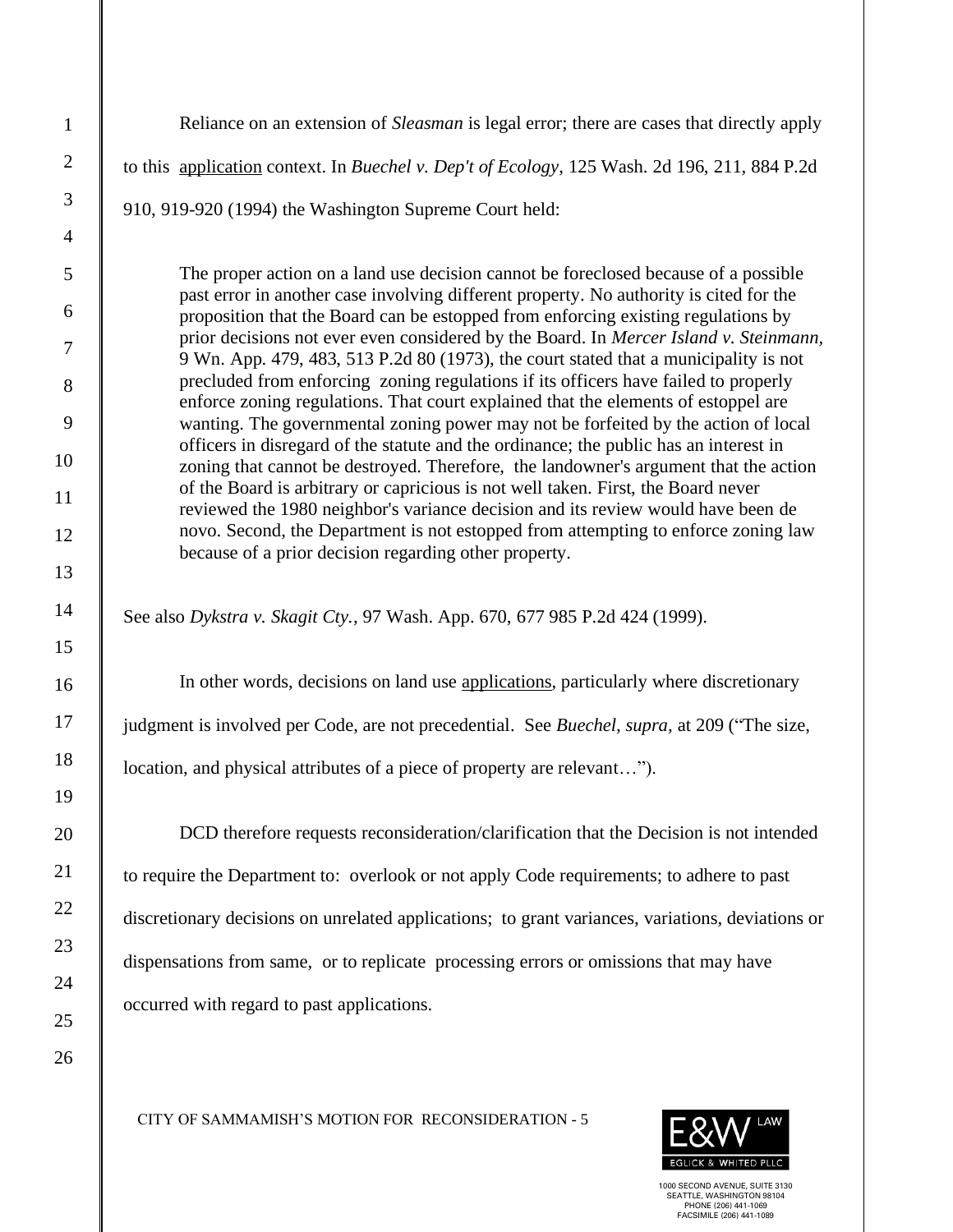Reliance on an extension of *Sleasman* is legal error; there are cases that directly apply to this application context. In *Buechel v. Dep't of Ecology*, 125 Wash. 2d 196, 211, 884 P.2d 910, 919-920 (1994) the Washington Supreme Court held:

> The proper action on a land use decision cannot be foreclosed because of a possible past error in another case involving different property. No authority is cited for the proposition that the Board can be estopped from enforcing existing regulations by prior decisions not ever even considered by the Board. In *Mercer Island v. Steinmann*, 9 Wn. App. 479, 483, 513 P.2d 80 (1973), the court stated that a municipality is not precluded from enforcing zoning regulations if its officers have failed to properly enforce zoning regulations. That court explained that the elements of estoppel are wanting. The governmental zoning power may not be forfeited by the action of local officers in disregard of the statute and the ordinance; the public has an interest in zoning that cannot be destroyed. Therefore, the landowner's argument that the action of the Board is arbitrary or capricious is not well taken. First, the Board never reviewed the 1980 neighbor's variance decision and its review would have been de novo. Second, the Department is not estopped from attempting to enforce zoning law because of a prior decision regarding other property.

See also *Dykstra v. Skagit Cty.*, 97 Wash. App. 670, 677 985 P.2d 424 (1999).

In other words, decisions on land use applications, particularly where discretionary judgment is involved per Code, are not precedential. See *Buechel*, *supra,* at 209 ("The size, location, and physical attributes of a piece of property are relevant…").

DCD therefore requests reconsideration/clarification that the Decision is not intended to require the Department to: overlook or not apply Code requirements; to adhere to past discretionary decisions on unrelated applications; to grant variances, variations, deviations or dispensations from same, or to replicate processing errors or omissions that may have occurred with regard to past applications.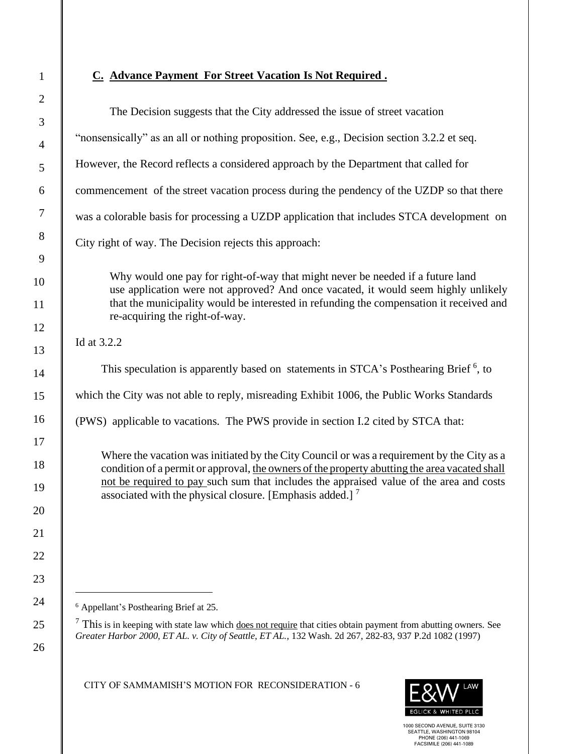## C. Advance Payment For Street Vacation Is Not Required .

The Decision suggests that the City addressed the issue of street vacation "nonsensically" as an all or nothing proposition. See, e.g., Decision section 3.2.2 et seq. However, the Record reflects a considered approach by the Department that called for commencement of the street vacation process during the pendency of the UZDP so that there was a colorable basis for processing a UZDP application that includes STCA development on City right of way. The Decision rejects this approach:

> Why would one pay for right-of-way that might never be needed if a future land use application were not approved? And once vacated, it would seem highly unlikely that the municipality would be interested in refunding the compensation it received and re-acquiring the right-of-way.

Id at 3.2.2

This speculation is apparently based on statements in STCA's Posthearing Brief [6], to which the City was not able to reply, misreading Exhibit 1006, the Public Works Standards (PWS) applicable to vacations. The PWS provide in section I.2 cited by STCA that:

> Where the vacation was initiated by the City Council or was a requirement by the City as a condition of a permit or approval, <u>the owners of the property abutting the area vacated shall not be required to pay</u> such sum that includes the appraised value of the area and costs associated with the physical closure. [Emphasis added.] [7]

---

[6] Appellant's Posthearing Brief at 25.

[7] This is in keeping with state law which <u>does not require</u> that cities obtain payment from abutting owners. See *Greater Harbor 2000, ET AL. v. City of Seattle, ET AL.*, 132 Wash. 2d 267, 282-83, 937 P.2d 1082 (1997)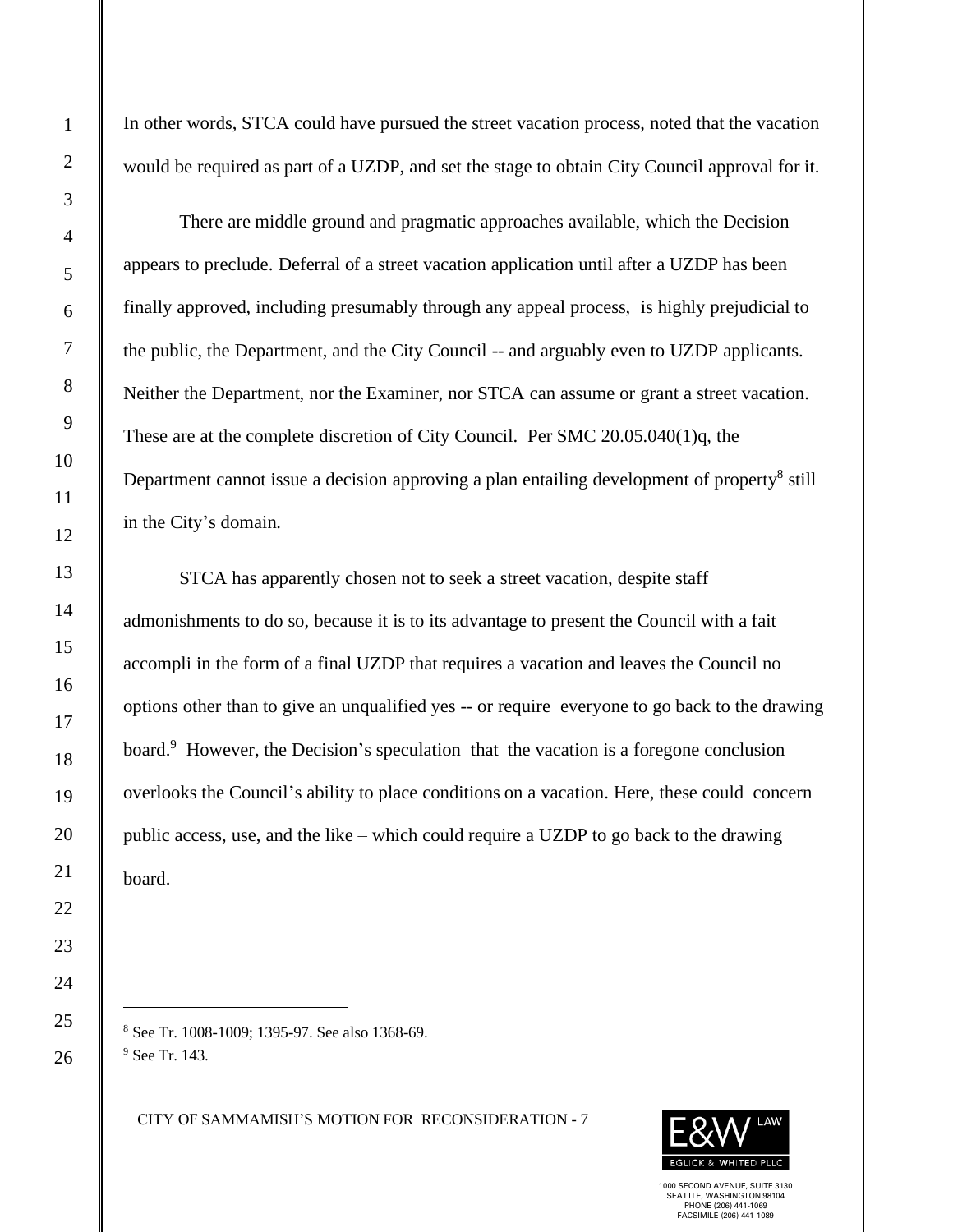In other words, STCA could have pursued the street vacation process, noted that the vacation would be required as part of a UZDP, and set the stage to obtain City Council approval for it.

There are middle ground and pragmatic approaches available, which the Decision appears to preclude. Deferral of a street vacation application until after a UZDP has been finally approved, including presumably through any appeal process, is highly prejudicial to the public, the Department, and the City Council -- and arguably even to UZDP applicants. Neither the Department, nor the Examiner, nor STCA can assume or grant a street vacation. These are at the complete discretion of City Council. Per SMC 20.05.040(1)q, the Department cannot issue a decision approving a plan entailing development of property[8] still in the City's domain.

STCA has apparently chosen not to seek a street vacation, despite staff admonishments to do so, because it is to its advantage to present the Council with a fait accompli in the form of a final UZDP that requires a vacation and leaves the Council no options other than to give an unqualified yes -- or require everyone to go back to the drawing board.[9] However, the Decision's speculation that the vacation is a foregone conclusion overlooks the Council's ability to place conditions on a vacation. Here, these could concern public access, use, and the like – which could require a UZDP to go back to the drawing board.

---

[8] See Tr. 1008-1009; 1395-97. See also 1368-69.

[9] See Tr. 143.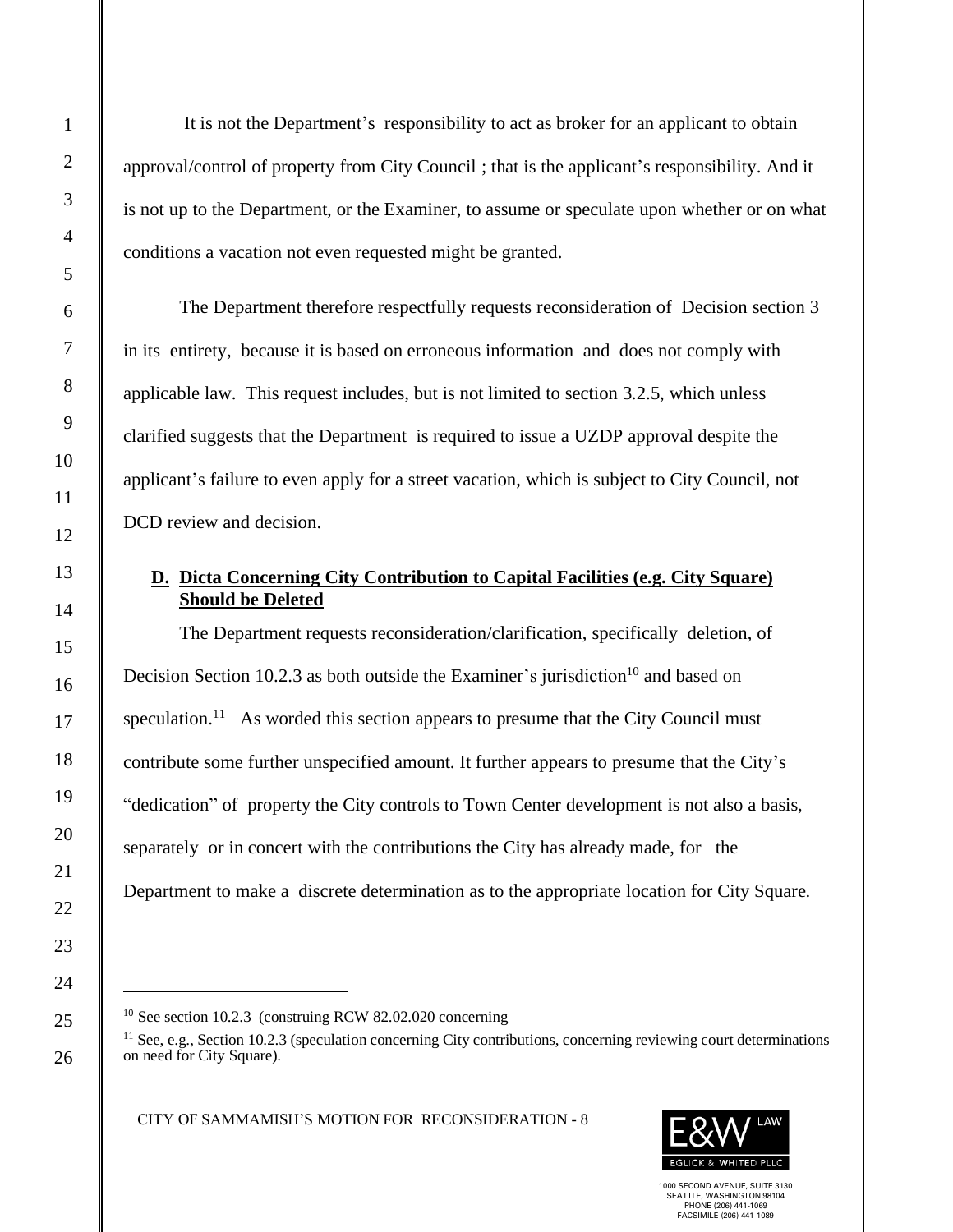It is not the Department's responsibility to act as broker for an applicant to obtain approval/control of property from City Council ; that is the applicant's responsibility. And it is not up to the Department, or the Examiner, to assume or speculate upon whether or on what conditions a vacation not even requested might be granted.

The Department therefore respectfully requests reconsideration of Decision section 3 in its entirety, because it is based on erroneous information and does not comply with applicable law. This request includes, but is not limited to section 3.2.5, which unless clarified suggests that the Department is required to issue a UZDP approval despite the applicant's failure to even apply for a street vacation, which is subject to City Council, not DCD review and decision.

### **D. Dicta Concerning City Contribution to Capital Facilities (e.g. City Square) Should be Deleted**

The Department requests reconsideration/clarification, specifically deletion, of Decision Section 10.2.3 as both outside the Examiner's jurisdiction[10] and based on speculation.[11] As worded this section appears to presume that the City Council must contribute some further unspecified amount. It further appears to presume that the City's "dedication" of property the City controls to Town Center development is not also a basis, separately or in concert with the contributions the City has already made, for the Department to make a discrete determination as to the appropriate location for City Square.

---

[10] See section 10.2.3 (construing RCW 82.02.020 concerning

[11] See, e.g., Section 10.2.3 (speculation concerning City contributions, concerning reviewing court determinations on need for City Square).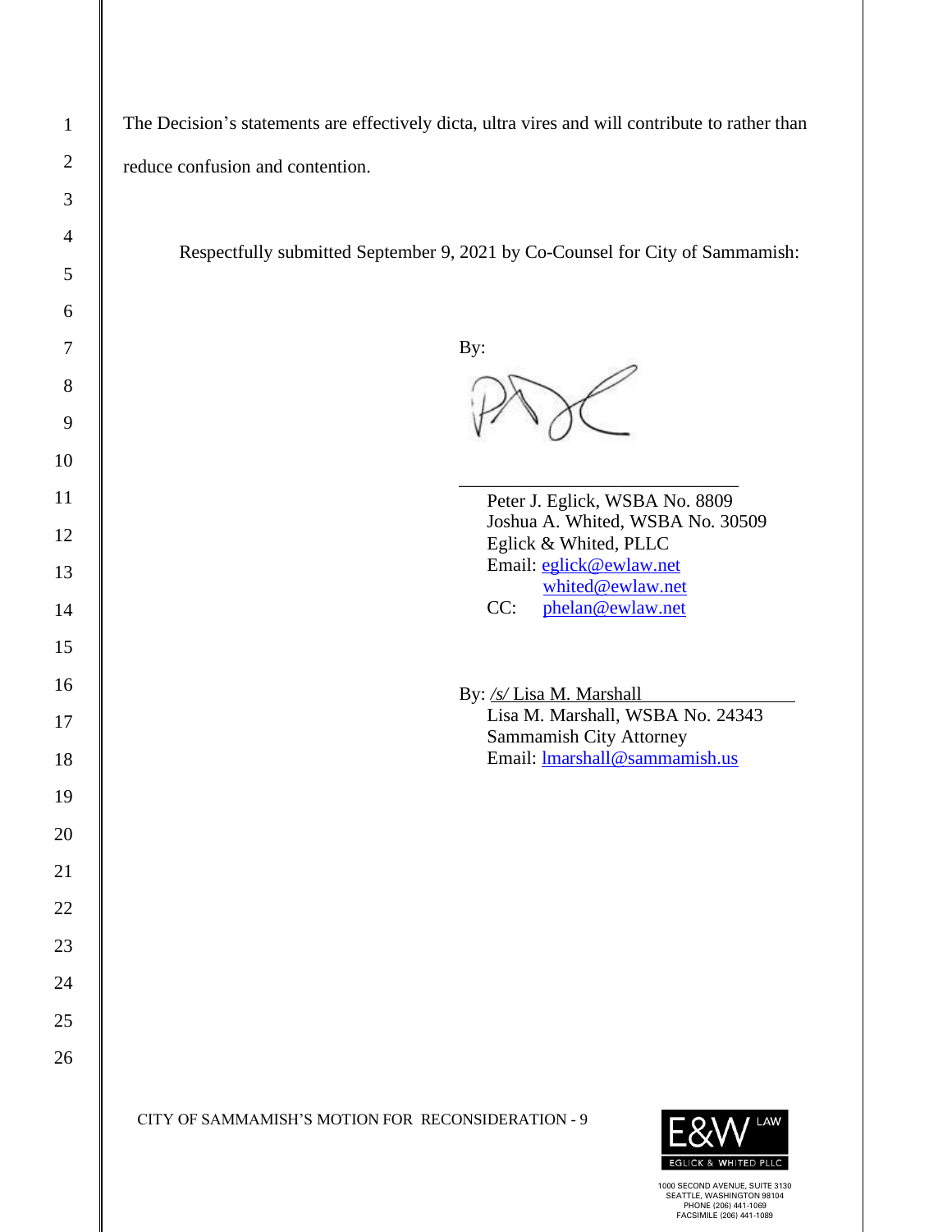The Decision's statements are effectively dicta, ultra vires and will contribute to rather than reduce confusion and contention.

Respectfully submitted September 9, 2021 by Co-Counsel for City of Sammamish:

By:

\_\_\_\_\_\_\_\_\_\_\_\_\_\_\_\_\_\_\_\_\_\_\_\_\_\_\_\_\_\_\_\_

Peter J. Eglick, WSBA No. 8809
Joshua A. Whited, WSBA No. 30509
Eglick & Whited, PLLC
Email: eglick@ewlaw.net
whited@ewlaw.net
CC: phelan@ewlaw.net

By: */s/* Lisa M. Marshall
Lisa M. Marshall, WSBA No. 24343
Sammamish City Attorney
Email: lmarshall@sammamish.us

CITY OF SAMMAMISH'S MOTION FOR RECONSIDERATION - 9

E&W LAW
EGLICK & WHITED PLLC
1000 SECOND AVENUE, SUITE 3130
SEATTLE, WASHINGTON 98104
PHONE (206) 441-1069
FACSIMILE (206) 441-1089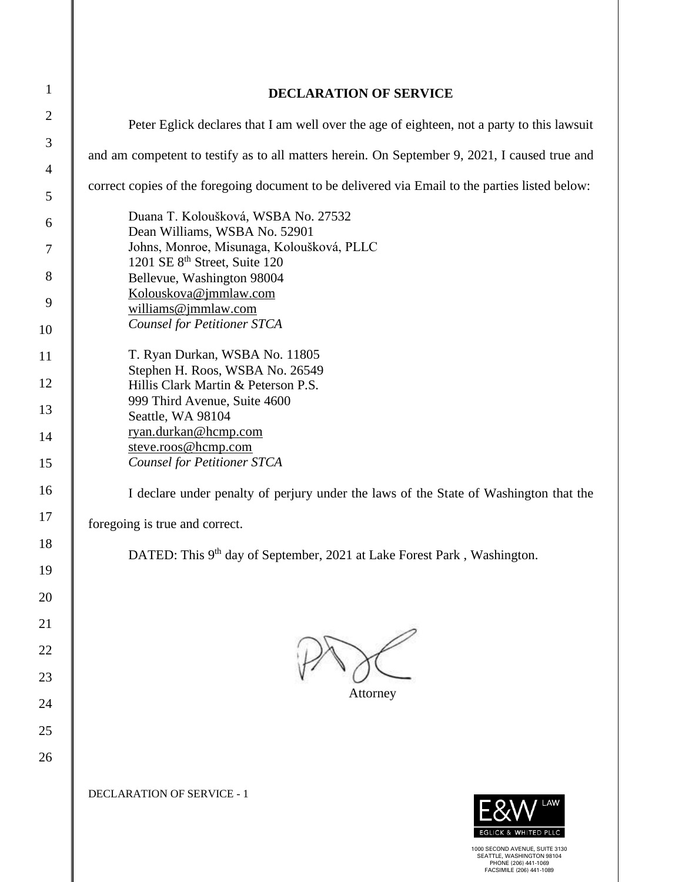# DECLARATION OF SERVICE

Peter Eglick declares that I am well over the age of eighteen, not a party to this lawsuit and am competent to testify as to all matters herein. On September 9, 2021, I caused true and correct copies of the foregoing document to be delivered via Email to the parties listed below:

Duana T. Koloušková, WSBA No. 27532
Dean Williams, WSBA No. 52901
Johns, Monroe, Misunaga, Koloušková, PLLC
1201 SE 8th Street, Suite 120
Bellevue, Washington 98004
Kolouskova@jmmlaw.com
williams@jmmlaw.com
*Counsel for Petitioner STCA*

T. Ryan Durkan, WSBA No. 11805
Stephen H. Roos, WSBA No. 26549
Hillis Clark Martin & Peterson P.S.
999 Third Avenue, Suite 4600
Seattle, WA 98104
ryan.durkan@hcmp.com
steve.roos@hcmp.com
*Counsel for Petitioner STCA*

I declare under penalty of perjury under the laws of the State of Washington that the foregoing is true and correct.

DATED: This 9th day of September, 2021 at Lake Forest Park , Washington.

Attorney

DECLARATION OF SERVICE - 1

E&W LAW
EGLICK & WHITED PLLC
1000 SECOND AVENUE, SUITE 3130
SEATTLE, WASHINGTON 98104
PHONE (206) 441-1069
FACSIMILE (206) 441-1089